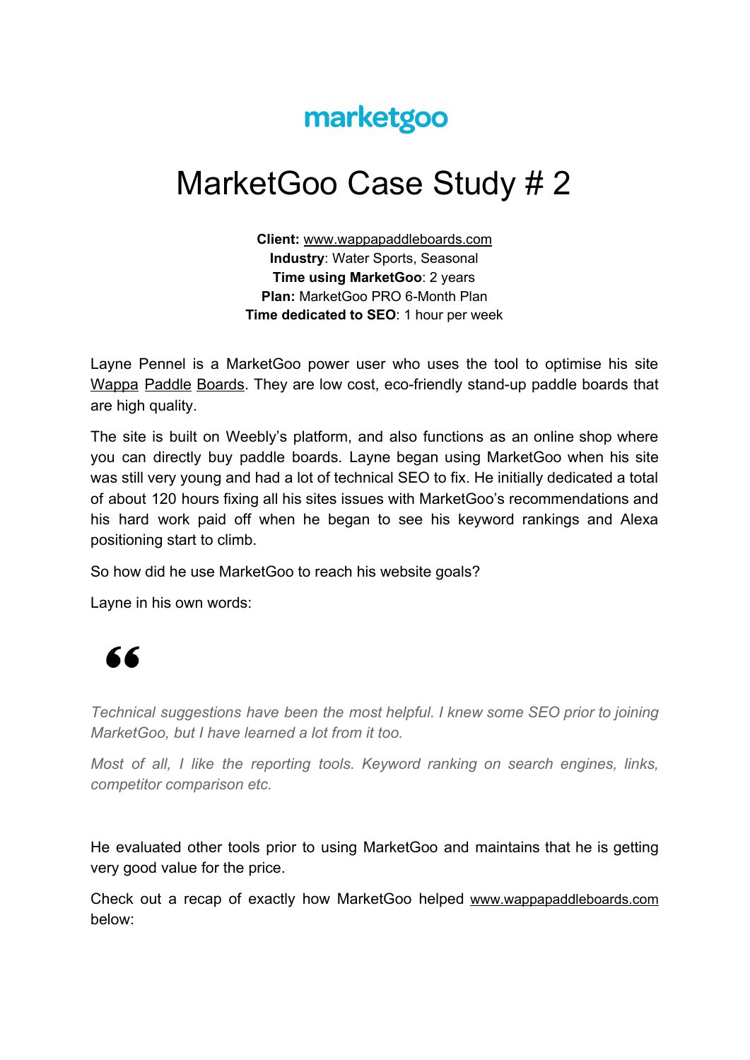marketgoo

# MarketGoo Case Study # 2

**Client:** www.wappapaddleboards.com
**Industry**: Water Sports, Seasonal
**Time using MarketGoo**: 2 years
**Plan:** MarketGoo PRO 6-Month Plan
**Time dedicated to SEO**: 1 hour per week

Layne Pennel is a MarketGoo power user who uses the tool to optimise his site Wappa Paddle Boards. They are low cost, eco-friendly stand-up paddle boards that are high quality.

The site is built on Weebly's platform, and also functions as an online shop where you can directly buy paddle boards. Layne began using MarketGoo when his site was still very young and had a lot of technical SEO to fix. He initially dedicated a total of about 120 hours fixing all his sites issues with MarketGoo's recommendations and his hard work paid off when he began to see his keyword rankings and Alexa positioning start to climb.

So how did he use MarketGoo to reach his website goals?

Layne in his own words:

> *Technical suggestions have been the most helpful. I knew some SEO prior to joining MarketGoo, but I have learned a lot from it too.*
>
> *Most of all, I like the reporting tools. Keyword ranking on search engines, links, competitor comparison etc.*

He evaluated other tools prior to using MarketGoo and maintains that he is getting very good value for the price.

Check out a recap of exactly how MarketGoo helped www.wappapaddleboards.com below: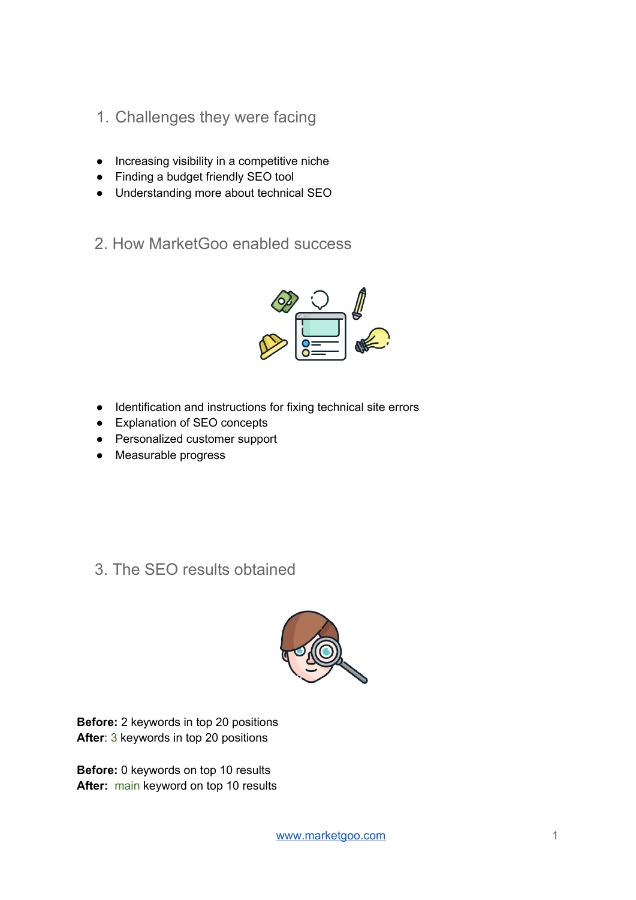## 1. Challenges they were facing

- Increasing visibility in a competitive niche
- Finding a budget friendly SEO tool
- Understanding more about technical SEO

## 2. How MarketGoo enabled success

- Identification and instructions for fixing technical site errors
- Explanation of SEO concepts
- Personalized customer support
- Measurable progress

## 3. The SEO results obtained

**Before:** 2 keywords in top 20 positions
**After**: 3 keywords in top 20 positions

**Before:** 0 keywords on top 10 results
**After:** main keyword on top 10 results

[www.marketgoo.com](http://www.marketgoo.com)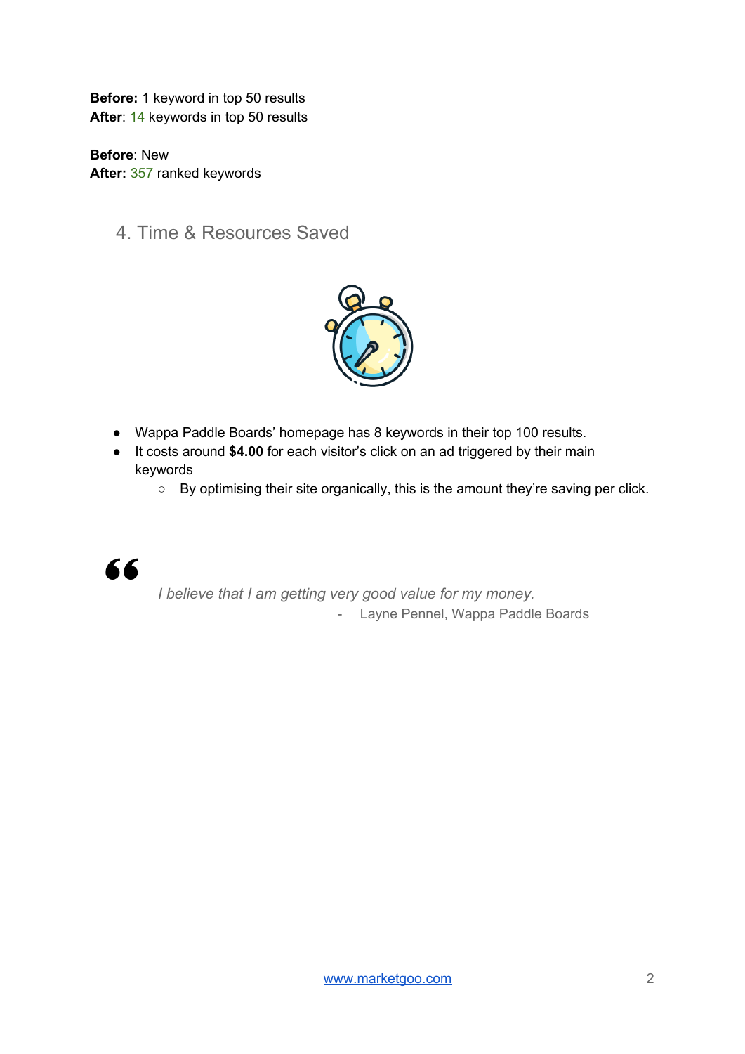**Before:** 1 keyword in top 50 results
**After**: 14 keywords in top 50 results

**Before**: New
**After:** 357 ranked keywords

## 4. Time & Resources Saved

- Wappa Paddle Boards' homepage has 8 keywords in their top 100 results.
- It costs around **$4.00** for each visitor's click on an ad triggered by their main keywords
  - By optimising their site organically, this is the amount they're saving per click.

> *I believe that I am getting very good value for my money.*
>
> \- Layne Pennel, Wappa Paddle Boards

www.marketgoo.com